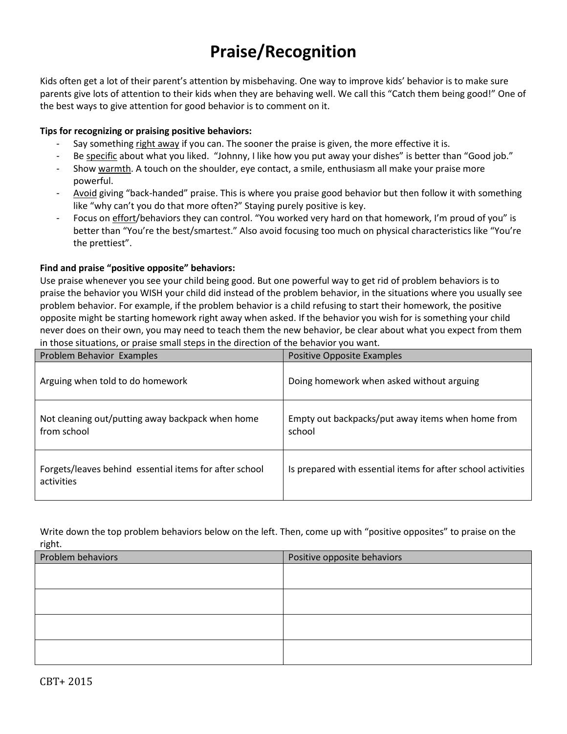# Praise/Recognition

Kids often get a lot of their parent's attention by misbehaving. One way to improve kids' behavior is to make sure parents give lots of attention to their kids when they are behaving well. We call this "Catch them being good!" One of the best ways to give attention for good behavior is to comment on it.

**Tips for recognizing or praising positive behaviors:**

- Say something <u>right away</u> if you can. The sooner the praise is given, the more effective it is.
- Be <u>specific</u> about what you liked. "Johnny, I like how you put away your dishes" is better than "Good job."
- Show <u>warmth</u>. A touch on the shoulder, eye contact, a smile, enthusiasm all make your praise more powerful.
- <u>Avoid</u> giving "back-handed" praise. This is where you praise good behavior but then follow it with something like "why can't you do that more often?" Staying purely positive is key.
- Focus on <u>effort</u>/behaviors they can control. "You worked very hard on that homework, I'm proud of you" is better than "You're the best/smartest." Also avoid focusing too much on physical characteristics like "You're the prettiest".

**Find and praise "positive opposite" behaviors:**

Use praise whenever you see your child being good. But one powerful way to get rid of problem behaviors is to praise the behavior you WISH your child did instead of the problem behavior, in the situations where you usually see problem behavior. For example, if the problem behavior is a child refusing to start their homework, the positive opposite might be starting homework right away when asked. If the behavior you wish for is something your child never does on their own, you may need to teach them the new behavior, be clear about what you expect from them in those situations, or praise small steps in the direction of the behavior you want.

| Problem Behavior Examples | Positive Opposite Examples |
| --- | --- |
| Arguing when told to do homework | Doing homework when asked without arguing |
| Not cleaning out/putting away backpack when home from school | Empty out backpacks/put away items when home from school |
| Forgets/leaves behind essential items for after school activities | Is prepared with essential items for after school activities |

Write down the top problem behaviors below on the left. Then, come up with "positive opposites" to praise on the right.

| Problem behaviors | Positive opposite behaviors |
| --- | --- |
| | |
| | |
| | |
| | |

CBT+ 2015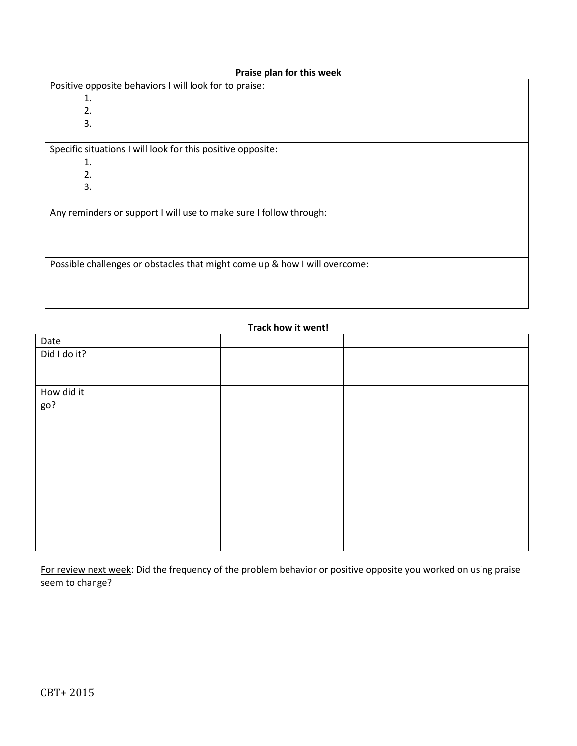**Praise plan for this week**

| |
|---|
| Positive opposite behaviors I will look for to praise:<br>1.<br>2.<br>3. |
| Specific situations I will look for this positive opposite:<br>1.<br>2.<br>3. |
| Any reminders or support I will use to make sure I follow through: |
| Possible challenges or obstacles that might come up & how I will overcome: |

**Track how it went!**

| Date | | | | | | | |
|---|---|---|---|---|---|---|---|
| Did I do it? | | | | | | | |
| How did it go? | | | | | | | |

For review next week: Did the frequency of the problem behavior or positive opposite you worked on using praise seem to change?

CBT+ 2015